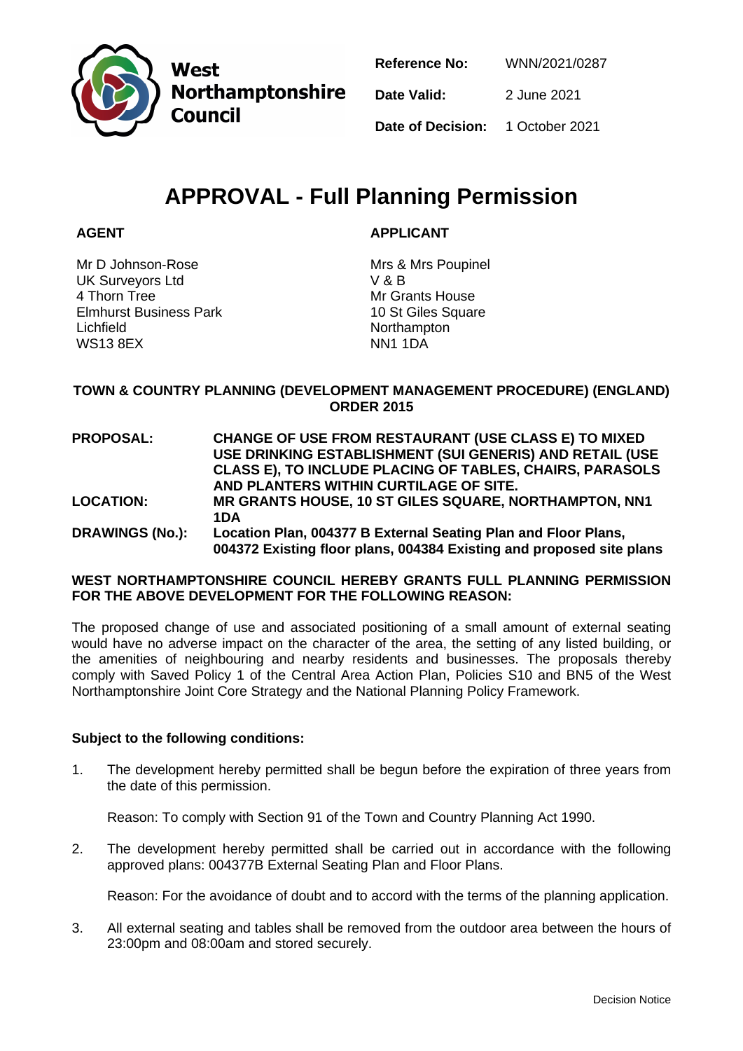West Northamptonshire Council

| | |
|---|---|
| **Reference No:** | WNN/2021/0287 |
| **Date Valid:** | 2 June 2021 |
| **Date of Decision:** | 1 October 2021 |

# APPROVAL - Full Planning Permission

**AGENT**

Mr D Johnson-Rose
UK Surveyors Ltd
4 Thorn Tree
Elmhurst Business Park
Lichfield
WS13 8EX

**APPLICANT**

Mrs & Mrs Poupinel
V & B
Mr Grants House
10 St Giles Square
Northampton
NN1 1DA

**TOWN & COUNTRY PLANNING (DEVELOPMENT MANAGEMENT PROCEDURE) (ENGLAND) ORDER 2015**

| | |
|---|---|
| **PROPOSAL:** | **CHANGE OF USE FROM RESTAURANT (USE CLASS E) TO MIXED USE DRINKING ESTABLISHMENT (SUI GENERIS) AND RETAIL (USE CLASS E), TO INCLUDE PLACING OF TABLES, CHAIRS, PARASOLS AND PLANTERS WITHIN CURTILAGE OF SITE.** |
| **LOCATION:** | **MR GRANTS HOUSE, 10 ST GILES SQUARE, NORTHAMPTON, NN1 1DA** |
| **DRAWINGS (No.):** | **Location Plan, 004377 B External Seating Plan and Floor Plans, 004372 Existing floor plans, 004384 Existing and proposed site plans** |

**WEST NORTHAMPTONSHIRE COUNCIL HEREBY GRANTS FULL PLANNING PERMISSION FOR THE ABOVE DEVELOPMENT FOR THE FOLLOWING REASON:**

The proposed change of use and associated positioning of a small amount of external seating would have no adverse impact on the character of the area, the setting of any listed building, or the amenities of neighbouring and nearby residents and businesses. The proposals thereby comply with Saved Policy 1 of the Central Area Action Plan, Policies S10 and BN5 of the West Northamptonshire Joint Core Strategy and the National Planning Policy Framework.

**Subject to the following conditions:**

1. The development hereby permitted shall be begun before the expiration of three years from the date of this permission.

   Reason: To comply with Section 91 of the Town and Country Planning Act 1990.

2. The development hereby permitted shall be carried out in accordance with the following approved plans: 004377B External Seating Plan and Floor Plans.

   Reason: For the avoidance of doubt and to accord with the terms of the planning application.

3. All external seating and tables shall be removed from the outdoor area between the hours of 23:00pm and 08:00am and stored securely.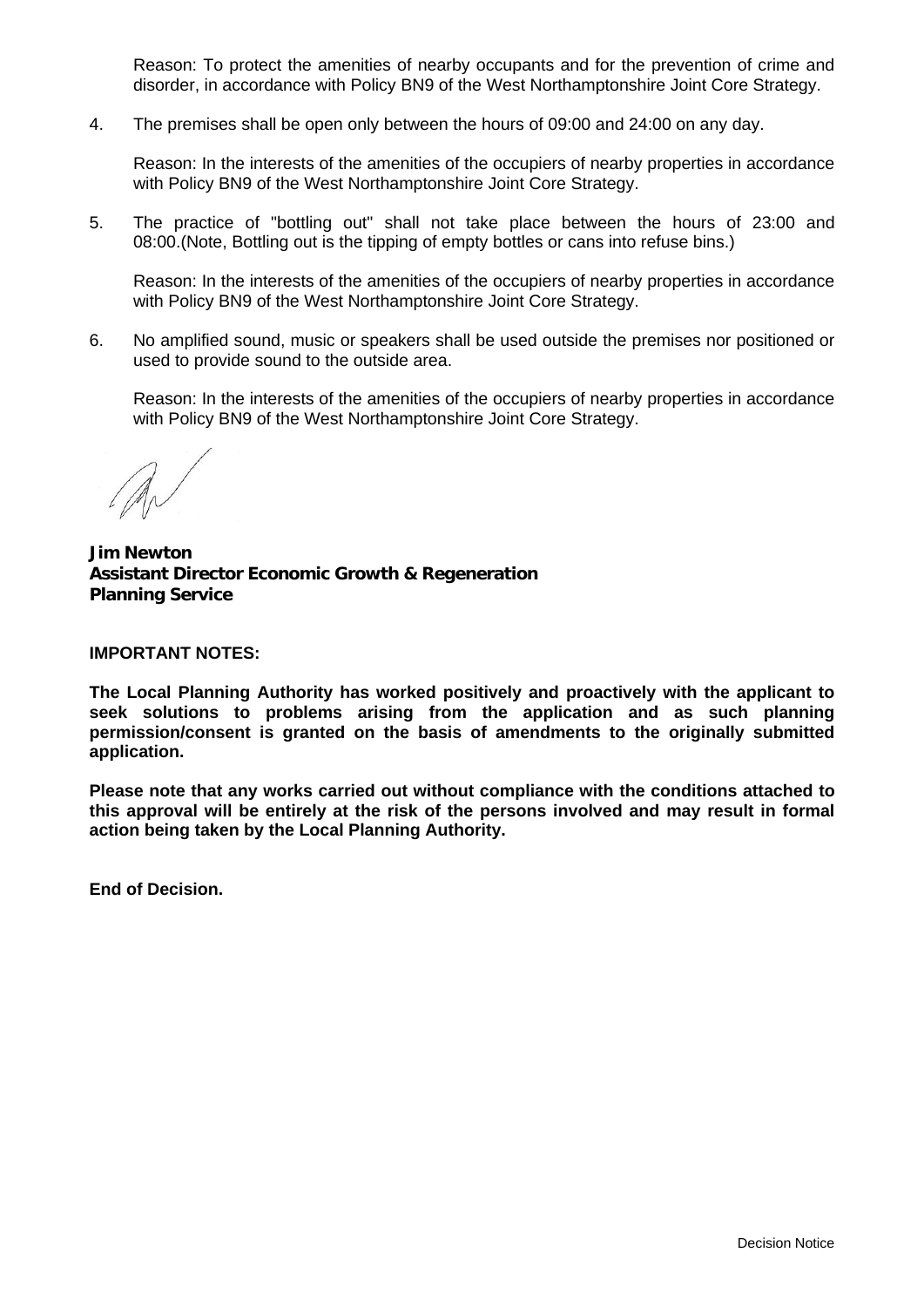Reason: To protect the amenities of nearby occupants and for the prevention of crime and disorder, in accordance with Policy BN9 of the West Northamptonshire Joint Core Strategy.

4. The premises shall be open only between the hours of 09:00 and 24:00 on any day.

   Reason: In the interests of the amenities of the occupiers of nearby properties in accordance with Policy BN9 of the West Northamptonshire Joint Core Strategy.

5. The practice of "bottling out" shall not take place between the hours of 23:00 and 08:00.(Note, Bottling out is the tipping of empty bottles or cans into refuse bins.)

   Reason: In the interests of the amenities of the occupiers of nearby properties in accordance with Policy BN9 of the West Northamptonshire Joint Core Strategy.

6. No amplified sound, music or speakers shall be used outside the premises nor positioned or used to provide sound to the outside area.

   Reason: In the interests of the amenities of the occupiers of nearby properties in accordance with Policy BN9 of the West Northamptonshire Joint Core Strategy.

**Jim Newton**
**Assistant Director Economic Growth & Regeneration**
**Planning Service**

**IMPORTANT NOTES:**

**The Local Planning Authority has worked positively and proactively with the applicant to seek solutions to problems arising from the application and as such planning permission/consent is granted on the basis of amendments to the originally submitted application.**

**Please note that any works carried out without compliance with the conditions attached to this approval will be entirely at the risk of the persons involved and may result in formal action being taken by the Local Planning Authority.**

**End of Decision.**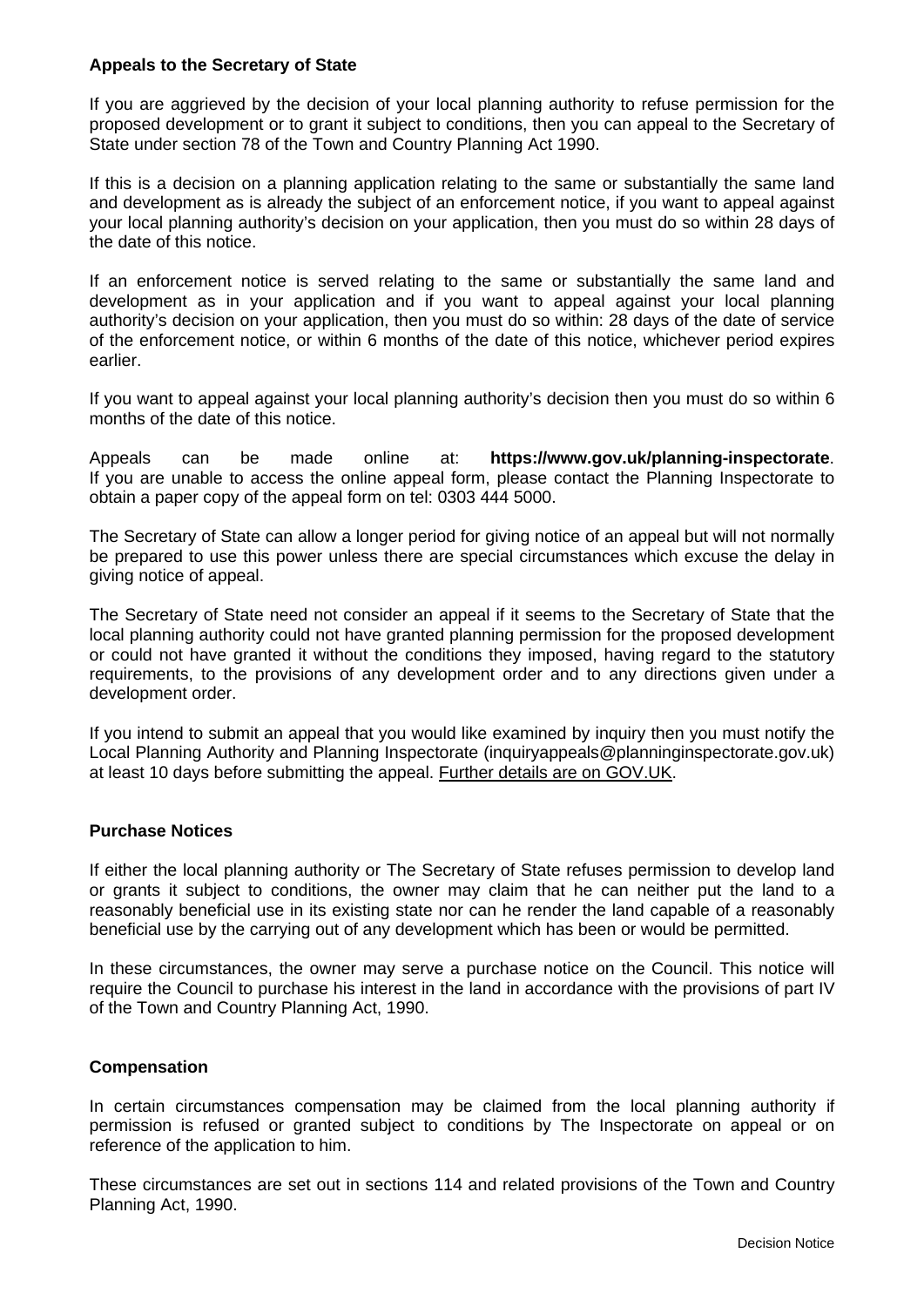### Appeals to the Secretary of State

If you are aggrieved by the decision of your local planning authority to refuse permission for the proposed development or to grant it subject to conditions, then you can appeal to the Secretary of State under section 78 of the Town and Country Planning Act 1990.

If this is a decision on a planning application relating to the same or substantially the same land and development as is already the subject of an enforcement notice, if you want to appeal against your local planning authority's decision on your application, then you must do so within 28 days of the date of this notice.

If an enforcement notice is served relating to the same or substantially the same land and development as in your application and if you want to appeal against your local planning authority's decision on your application, then you must do so within: 28 days of the date of service of the enforcement notice, or within 6 months of the date of this notice, whichever period expires earlier.

If you want to appeal against your local planning authority's decision then you must do so within 6 months of the date of this notice.

Appeals can be made online at: **https://www.gov.uk/planning-inspectorate**. If you are unable to access the online appeal form, please contact the Planning Inspectorate to obtain a paper copy of the appeal form on tel: 0303 444 5000.

The Secretary of State can allow a longer period for giving notice of an appeal but will not normally be prepared to use this power unless there are special circumstances which excuse the delay in giving notice of appeal.

The Secretary of State need not consider an appeal if it seems to the Secretary of State that the local planning authority could not have granted planning permission for the proposed development or could not have granted it without the conditions they imposed, having regard to the statutory requirements, to the provisions of any development order and to any directions given under a development order.

If you intend to submit an appeal that you would like examined by inquiry then you must notify the Local Planning Authority and Planning Inspectorate (inquiryappeals@planninginspectorate.gov.uk) at least 10 days before submitting the appeal. Further details are on GOV.UK.

### Purchase Notices

If either the local planning authority or The Secretary of State refuses permission to develop land or grants it subject to conditions, the owner may claim that he can neither put the land to a reasonably beneficial use in its existing state nor can he render the land capable of a reasonably beneficial use by the carrying out of any development which has been or would be permitted.

In these circumstances, the owner may serve a purchase notice on the Council. This notice will require the Council to purchase his interest in the land in accordance with the provisions of part IV of the Town and Country Planning Act, 1990.

### Compensation

In certain circumstances compensation may be claimed from the local planning authority if permission is refused or granted subject to conditions by The Inspectorate on appeal or on reference of the application to him.

These circumstances are set out in sections 114 and related provisions of the Town and Country Planning Act, 1990.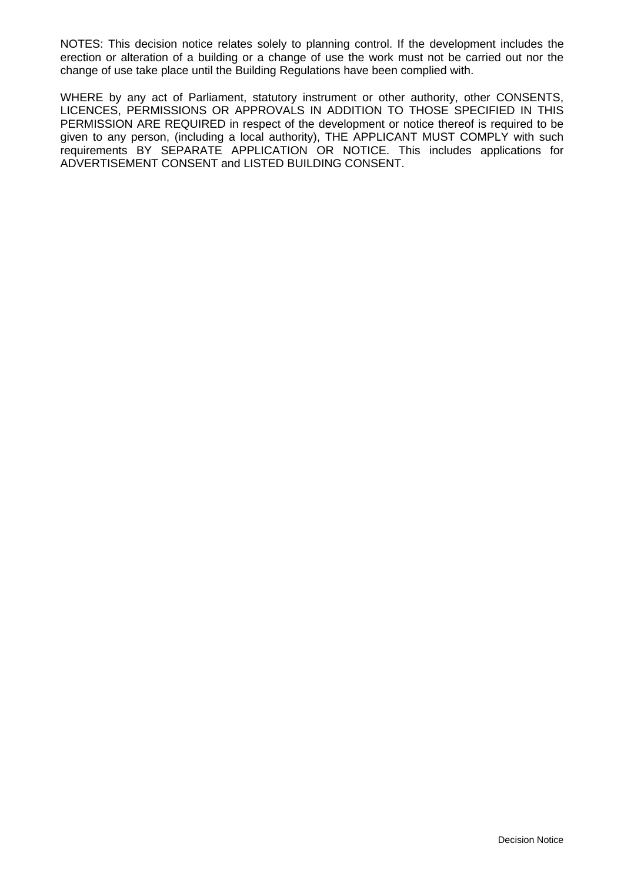NOTES: This decision notice relates solely to planning control. If the development includes the erection or alteration of a building or a change of use the work must not be carried out nor the change of use take place until the Building Regulations have been complied with.

WHERE by any act of Parliament, statutory instrument or other authority, other CONSENTS, LICENCES, PERMISSIONS OR APPROVALS IN ADDITION TO THOSE SPECIFIED IN THIS PERMISSION ARE REQUIRED in respect of the development or notice thereof is required to be given to any person, (including a local authority), THE APPLICANT MUST COMPLY with such requirements BY SEPARATE APPLICATION OR NOTICE. This includes applications for ADVERTISEMENT CONSENT and LISTED BUILDING CONSENT.